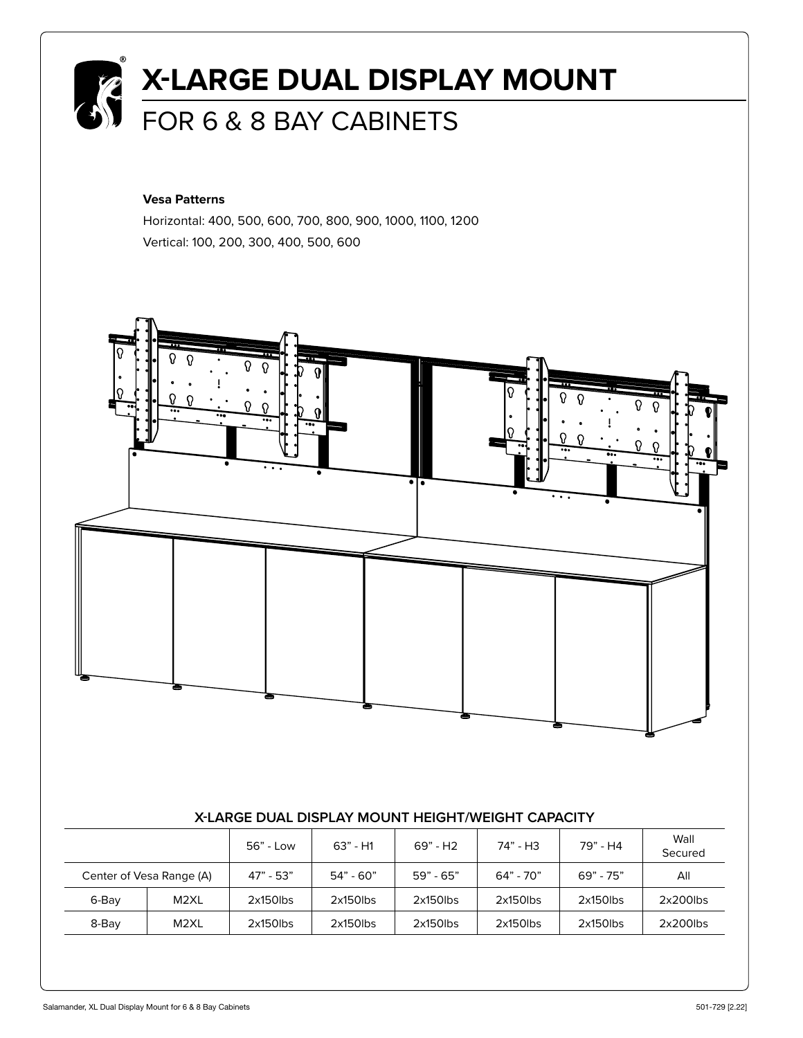# X-LARGE DUAL DISPLAY MOUNT

## FOR 6 & 8 BAY CABINETS

**Vesa Patterns**

Horizontal: 400, 500, 600, 700, 800, 900, 1000, 1100, 1200

Vertical: 100, 200, 300, 400, 500, 600

### X-LARGE DUAL DISPLAY MOUNT HEIGHT/WEIGHT CAPACITY

| | | 56" - Low | 63" - H1 | 69" - H2 | 74" - H3 | 79" - H4 | Wall Secured |
|---|---|---|---|---|---|---|---|
| Center of Vesa Range (A) | | 47" - 53" | 54" - 60" | 59" - 65" | 64" - 70" | 69" - 75" | All |
| 6-Bay | M2XL | 2x150lbs | 2x150lbs | 2x150lbs | 2x150lbs | 2x150lbs | 2x200lbs |
| 8-Bay | M2XL | 2x150lbs | 2x150lbs | 2x150lbs | 2x150lbs | 2x150lbs | 2x200lbs |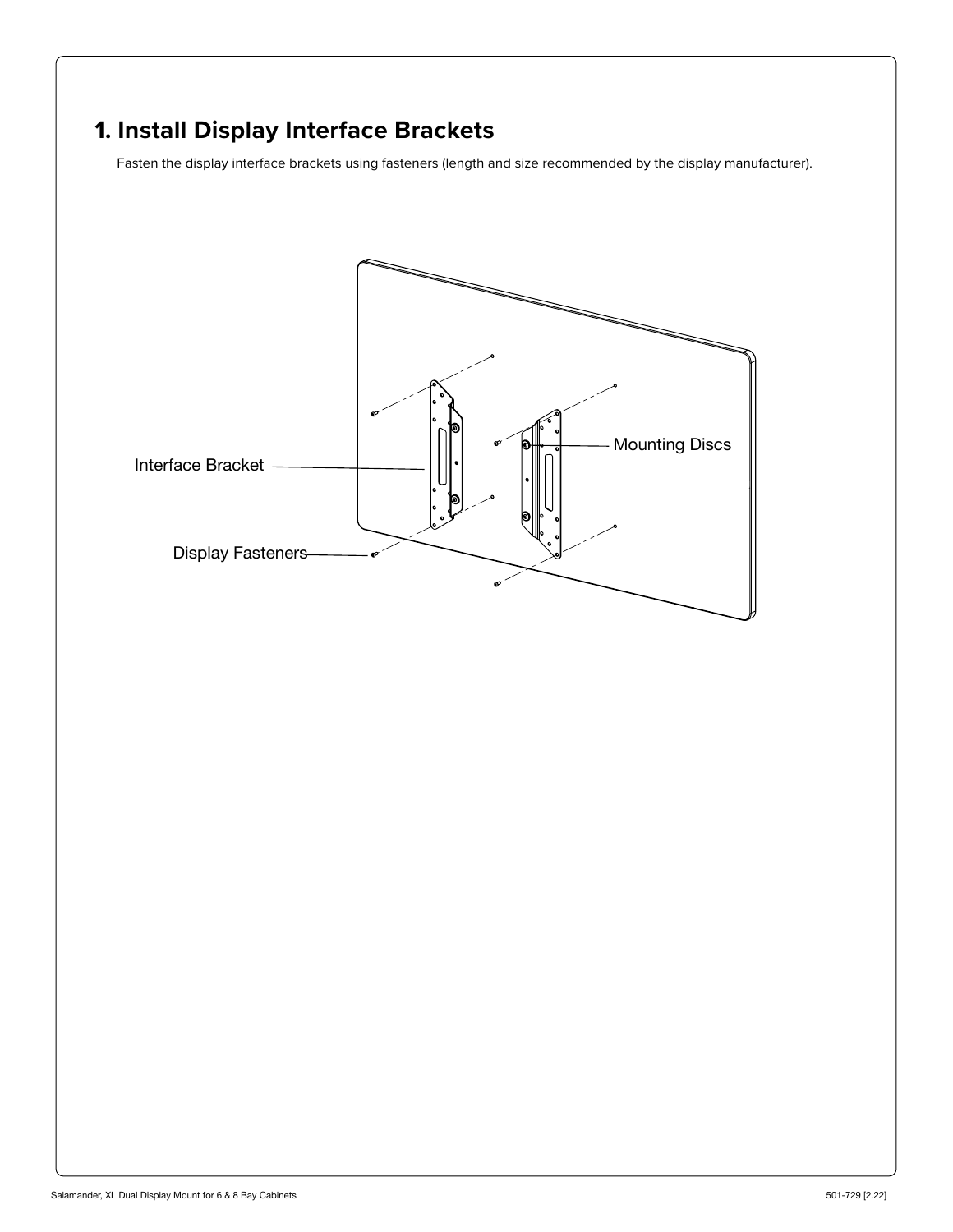# 1. Install Display Interface Brackets

Fasten the display interface brackets using fasteners (length and size recommended by the display manufacturer).

Interface Bracket

Mounting Discs

Display Fasteners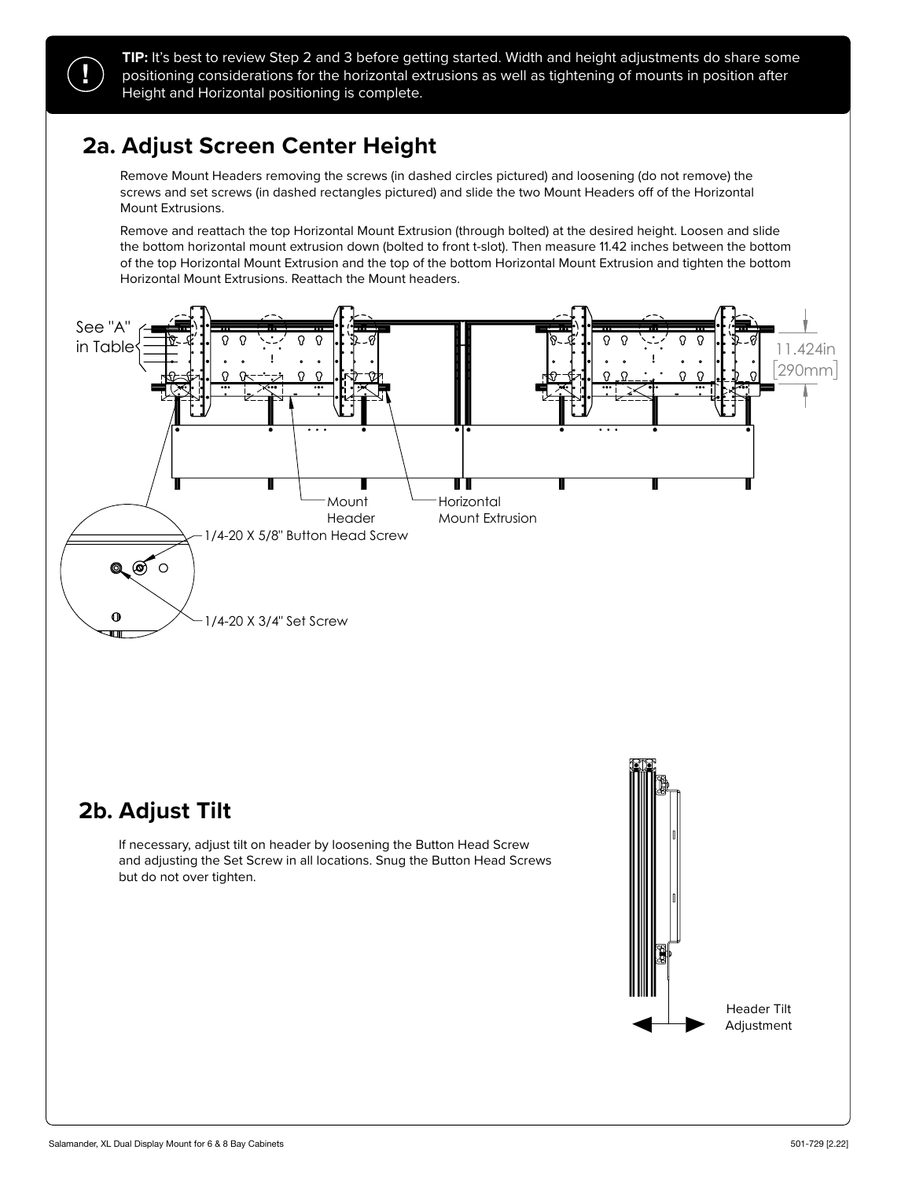> **TIP:** It's best to review Step 2 and 3 before getting started. Width and height adjustments do share some positioning considerations for the horizontal extrusions as well as tightening of mounts in position after Height and Horizontal positioning is complete.

## 2a. Adjust Screen Center Height

Remove Mount Headers removing the screws (in dashed circles pictured) and loosening (do not remove) the screws and set screws (in dashed rectangles pictured) and slide the two Mount Headers off of the Horizontal Mount Extrusions.

Remove and reattach the top Horizontal Mount Extrusion (through bolted) at the desired height. Loosen and slide the bottom horizontal mount extrusion down (bolted to front t-slot). Then measure 11.42 inches between the bottom of the top Horizontal Mount Extrusion and the top of the bottom Horizontal Mount Extrusion and tighten the bottom Horizontal Mount Extrusions. Reattach the Mount headers.

See "A" in Table

11.424in [290mm]

Mount Header

Horizontal Mount Extrusion

1/4-20 X 5/8" Button Head Screw

1/4-20 X 3/4" Set Screw

## 2b. Adjust Tilt

If necessary, adjust tilt on header by loosening the Button Head Screw and adjusting the Set Screw in all locations. Snug the Button Head Screws but do not over tighten.

Header Tilt Adjustment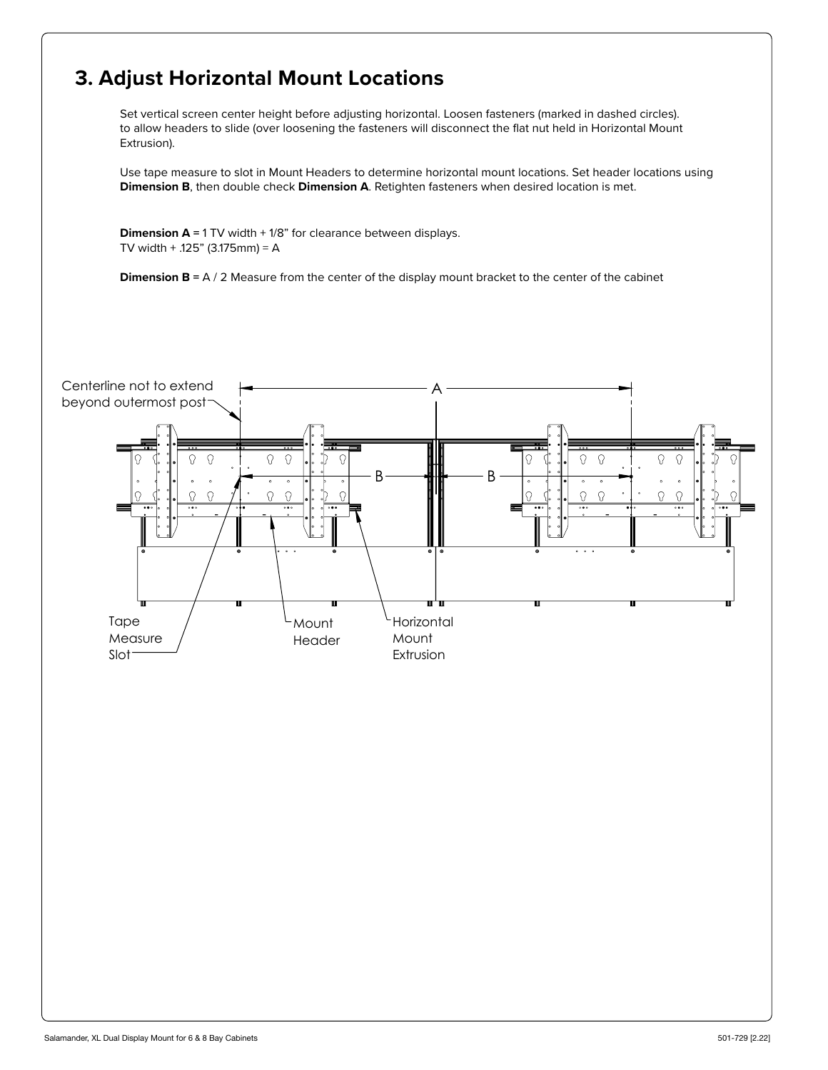## 3. Adjust Horizontal Mount Locations

Set vertical screen center height before adjusting horizontal. Loosen fasteners (marked in dashed circles). to allow headers to slide (over loosening the fasteners will disconnect the flat nut held in Horizontal Mount Extrusion).

Use tape measure to slot in Mount Headers to determine horizontal mount locations. Set header locations using **Dimension B**, then double check **Dimension A**. Retighten fasteners when desired location is met.

**Dimension A** = 1 TV width + 1/8" for clearance between displays.
TV width + .125" (3.175mm) = A

**Dimension B** = A / 2 Measure from the center of the display mount bracket to the center of the cabinet

Centerline not to extend beyond outermost post

A

B

B

Tape Measure Slot

Mount Header

Horizontal Mount Extrusion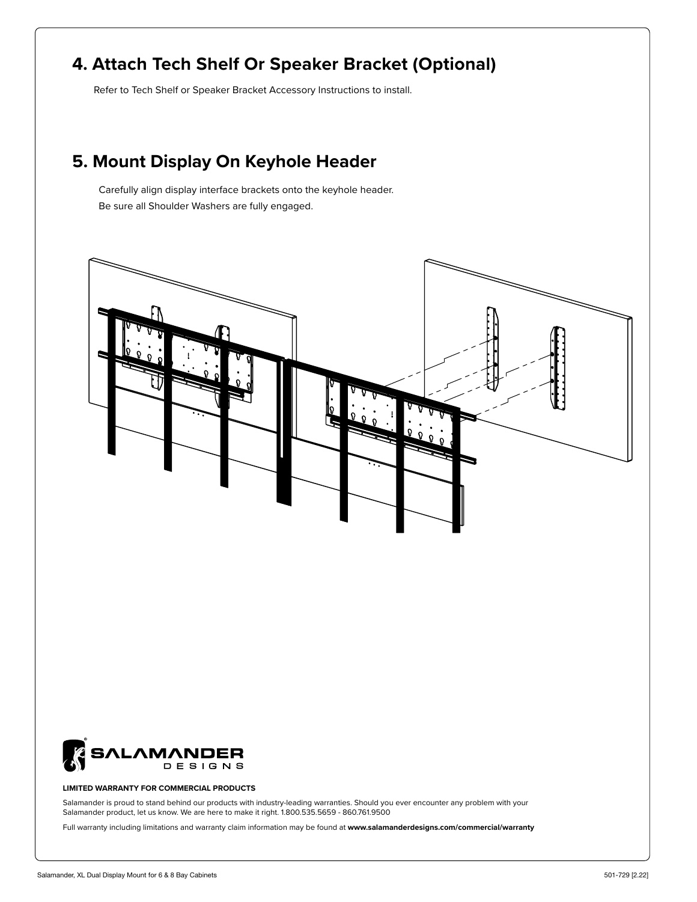## 4. Attach Tech Shelf Or Speaker Bracket (Optional)

Refer to Tech Shelf or Speaker Bracket Accessory Instructions to install.

## 5. Mount Display On Keyhole Header

Carefully align display interface brackets onto the keyhole header.

Be sure all Shoulder Washers are fully engaged.

SALAMANDER DESIGNS

**LIMITED WARRANTY FOR COMMERCIAL PRODUCTS**

Salamander is proud to stand behind our products with industry-leading warranties. Should you ever encounter any problem with your Salamander product, let us know. We are here to make it right. 1.800.535.5659 - 860.761.9500

Full warranty including limitations and warranty claim information may be found at **www.salamanderdesigns.com/commercial/warranty**